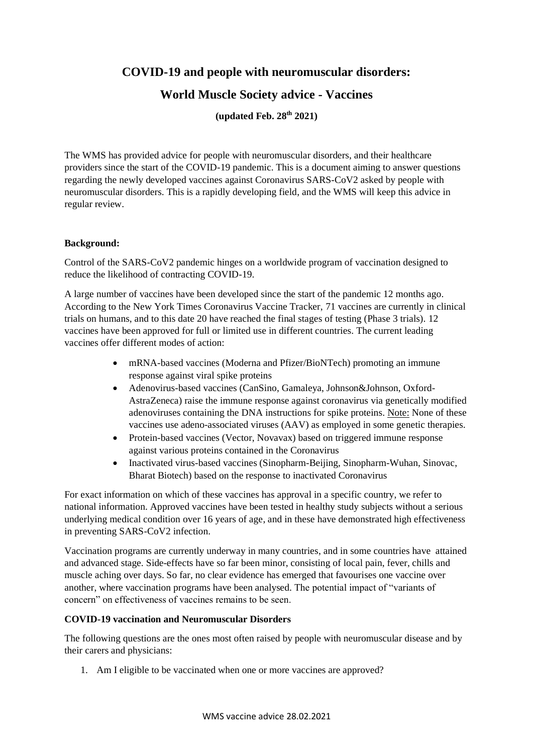# COVID-19 and people with neuromuscular disorders:

## World Muscle Society advice - Vaccines

**(updated Feb. 28th 2021)**

The WMS has provided advice for people with neuromuscular disorders, and their healthcare providers since the start of the COVID-19 pandemic. This is a document aiming to answer questions regarding the newly developed vaccines against Coronavirus SARS-CoV2 asked by people with neuromuscular disorders. This is a rapidly developing field, and the WMS will keep this advice in regular review.

**Background:**

Control of the SARS-CoV2 pandemic hinges on a worldwide program of vaccination designed to reduce the likelihood of contracting COVID-19.

A large number of vaccines have been developed since the start of the pandemic 12 months ago. According to the New York Times Coronavirus Vaccine Tracker, 71 vaccines are currently in clinical trials on humans, and to this date 20 have reached the final stages of testing (Phase 3 trials). 12 vaccines have been approved for full or limited use in different countries. The current leading vaccines offer different modes of action:

- mRNA-based vaccines (Moderna and Pfizer/BioNTech) promoting an immune response against viral spike proteins
- Adenovirus-based vaccines (CanSino, Gamaleya, Johnson&Johnson, Oxford-AstraZeneca) raise the immune response against coronavirus via genetically modified adenoviruses containing the DNA instructions for spike proteins. Note: None of these vaccines use adeno-associated viruses (AAV) as employed in some genetic therapies.
- Protein-based vaccines (Vector, Novavax) based on triggered immune response against various proteins contained in the Coronavirus
- Inactivated virus-based vaccines (Sinopharm-Beijing, Sinopharm-Wuhan, Sinovac, Bharat Biotech) based on the response to inactivated Coronavirus

For exact information on which of these vaccines has approval in a specific country, we refer to national information. Approved vaccines have been tested in healthy study subjects without a serious underlying medical condition over 16 years of age, and in these have demonstrated high effectiveness in preventing SARS-CoV2 infection.

Vaccination programs are currently underway in many countries, and in some countries have attained and advanced stage. Side-effects have so far been minor, consisting of local pain, fever, chills and muscle aching over days. So far, no clear evidence has emerged that favourises one vaccine over another, where vaccination programs have been analysed. The potential impact of "variants of concern" on effectiveness of vaccines remains to be seen.

**COVID-19 vaccination and Neuromuscular Disorders**

The following questions are the ones most often raised by people with neuromuscular disease and by their carers and physicians:

1. Am I eligible to be vaccinated when one or more vaccines are approved?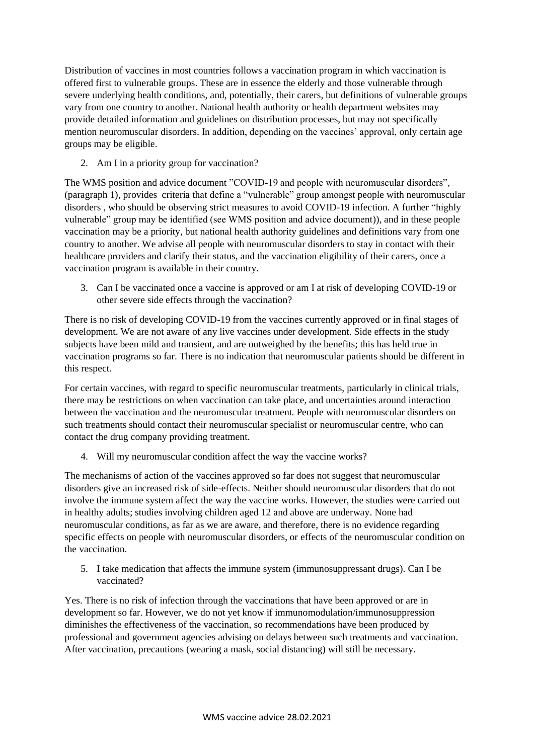Distribution of vaccines in most countries follows a vaccination program in which vaccination is offered first to vulnerable groups. These are in essence the elderly and those vulnerable through severe underlying health conditions, and, potentially, their carers, but definitions of vulnerable groups vary from one country to another. National health authority or health department websites may provide detailed information and guidelines on distribution processes, but may not specifically mention neuromuscular disorders. In addition, depending on the vaccines' approval, only certain age groups may be eligible.

2. Am I in a priority group for vaccination?

The WMS position and advice document "COVID-19 and people with neuromuscular disorders", (paragraph 1), provides criteria that define a "vulnerable" group amongst people with neuromuscular disorders , who should be observing strict measures to avoid COVID-19 infection. A further "highly vulnerable" group may be identified (see WMS position and advice document)), and in these people vaccination may be a priority, but national health authority guidelines and definitions vary from one country to another. We advise all people with neuromuscular disorders to stay in contact with their healthcare providers and clarify their status, and the vaccination eligibility of their carers, once a vaccination program is available in their country.

3. Can I be vaccinated once a vaccine is approved or am I at risk of developing COVID-19 or other severe side effects through the vaccination?

There is no risk of developing COVID-19 from the vaccines currently approved or in final stages of development. We are not aware of any live vaccines under development. Side effects in the study subjects have been mild and transient, and are outweighed by the benefits; this has held true in vaccination programs so far. There is no indication that neuromuscular patients should be different in this respect.

For certain vaccines, with regard to specific neuromuscular treatments, particularly in clinical trials, there may be restrictions on when vaccination can take place, and uncertainties around interaction between the vaccination and the neuromuscular treatment. People with neuromuscular disorders on such treatments should contact their neuromuscular specialist or neuromuscular centre, who can contact the drug company providing treatment.

4. Will my neuromuscular condition affect the way the vaccine works?

The mechanisms of action of the vaccines approved so far does not suggest that neuromuscular disorders give an increased risk of side-effects. Neither should neuromuscular disorders that do not involve the immune system affect the way the vaccine works. However, the studies were carried out in healthy adults; studies involving children aged 12 and above are underway. None had neuromuscular conditions, as far as we are aware, and therefore, there is no evidence regarding specific effects on people with neuromuscular disorders, or effects of the neuromuscular condition on the vaccination.

5. I take medication that affects the immune system (immunosuppressant drugs). Can I be vaccinated?

Yes. There is no risk of infection through the vaccinations that have been approved or are in development so far. However, we do not yet know if immunomodulation/immunosuppression diminishes the effectiveness of the vaccination, so recommendations have been produced by professional and government agencies advising on delays between such treatments and vaccination. After vaccination, precautions (wearing a mask, social distancing) will still be necessary.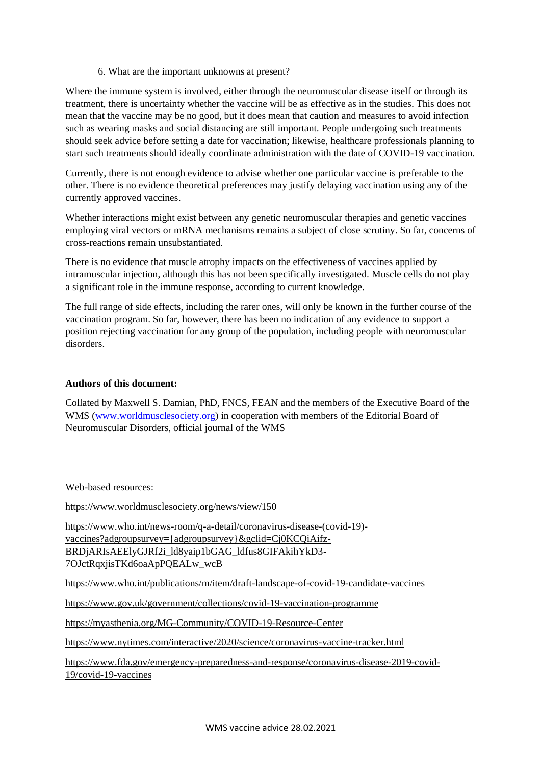6. What are the important unknowns at present?

Where the immune system is involved, either through the neuromuscular disease itself or through its treatment, there is uncertainty whether the vaccine will be as effective as in the studies. This does not mean that the vaccine may be no good, but it does mean that caution and measures to avoid infection such as wearing masks and social distancing are still important. People undergoing such treatments should seek advice before setting a date for vaccination; likewise, healthcare professionals planning to start such treatments should ideally coordinate administration with the date of COVID-19 vaccination.

Currently, there is not enough evidence to advise whether one particular vaccine is preferable to the other. There is no evidence theoretical preferences may justify delaying vaccination using any of the currently approved vaccines.

Whether interactions might exist between any genetic neuromuscular therapies and genetic vaccines employing viral vectors or mRNA mechanisms remains a subject of close scrutiny. So far, concerns of cross-reactions remain unsubstantiated.

There is no evidence that muscle atrophy impacts on the effectiveness of vaccines applied by intramuscular injection, although this has not been specifically investigated. Muscle cells do not play a significant role in the immune response, according to current knowledge.

The full range of side effects, including the rarer ones, will only be known in the further course of the vaccination program. So far, however, there has been no indication of any evidence to support a position rejecting vaccination for any group of the population, including people with neuromuscular disorders.

**Authors of this document:**

Collated by Maxwell S. Damian, PhD, FNCS, FEAN and the members of the Executive Board of the WMS (www.worldmusclesociety.org) in cooperation with members of the Editorial Board of Neuromuscular Disorders, official journal of the WMS

Web-based resources:

https://www.worldmusclesociety.org/news/view/150

https://www.who.int/news-room/q-a-detail/coronavirus-disease-(covid-19)-vaccines?adgroupsurvey={adgroupsurvey}&gclid=Cj0KCQiAifz-BRDjARIsAEElyGJRf2i_ld8yaip1bGAG_ldfus8GIFAkihYkD3-7OJctRqxjisTKd6oaApPQEALw_wcB

https://www.who.int/publications/m/item/draft-landscape-of-covid-19-candidate-vaccines

https://www.gov.uk/government/collections/covid-19-vaccination-programme

https://myasthenia.org/MG-Community/COVID-19-Resource-Center

https://www.nytimes.com/interactive/2020/science/coronavirus-vaccine-tracker.html

https://www.fda.gov/emergency-preparedness-and-response/coronavirus-disease-2019-covid-19/covid-19-vaccines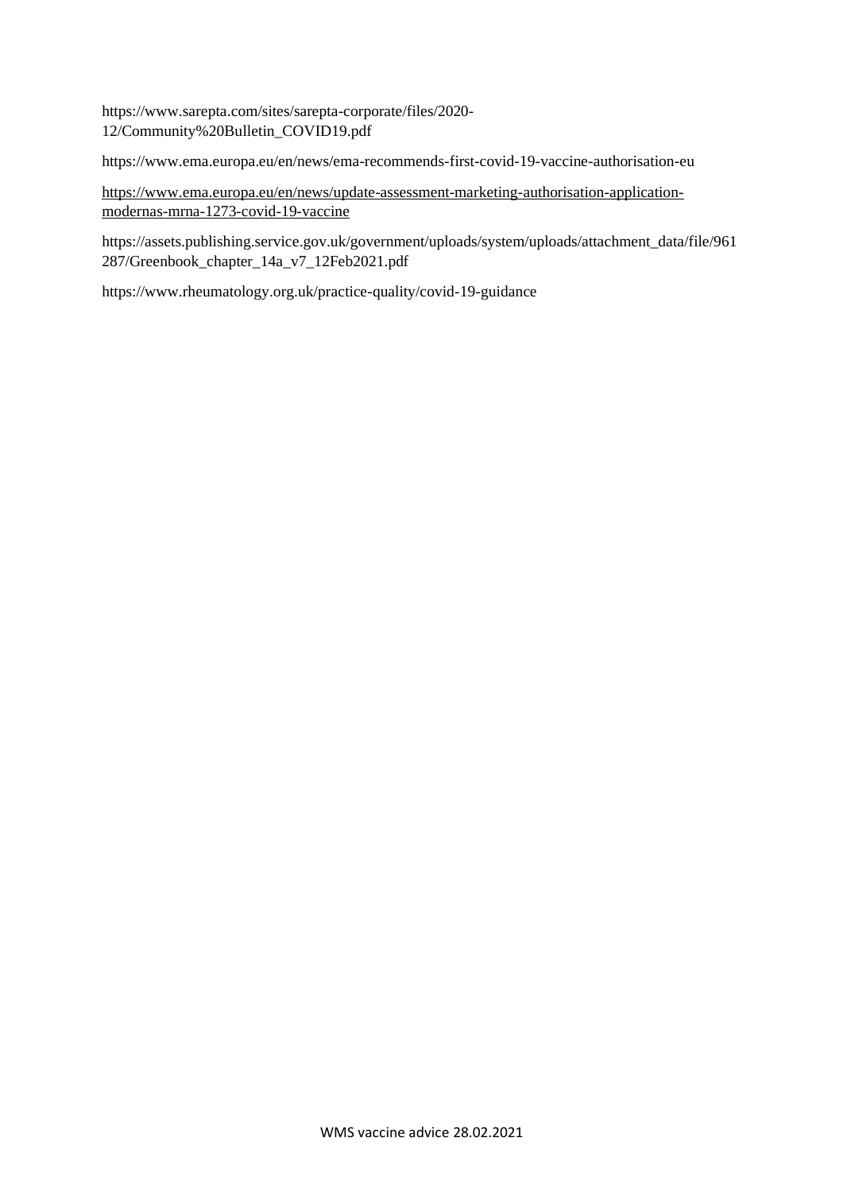https://www.sarepta.com/sites/sarepta-corporate/files/2020-12/Community%20Bulletin_COVID19.pdf

https://www.ema.europa.eu/en/news/ema-recommends-first-covid-19-vaccine-authorisation-eu

https://www.ema.europa.eu/en/news/update-assessment-marketing-authorisation-application-modernas-mrna-1273-covid-19-vaccine

https://assets.publishing.service.gov.uk/government/uploads/system/uploads/attachment_data/file/961287/Greenbook_chapter_14a_v7_12Feb2021.pdf

https://www.rheumatology.org.uk/practice-quality/covid-19-guidance